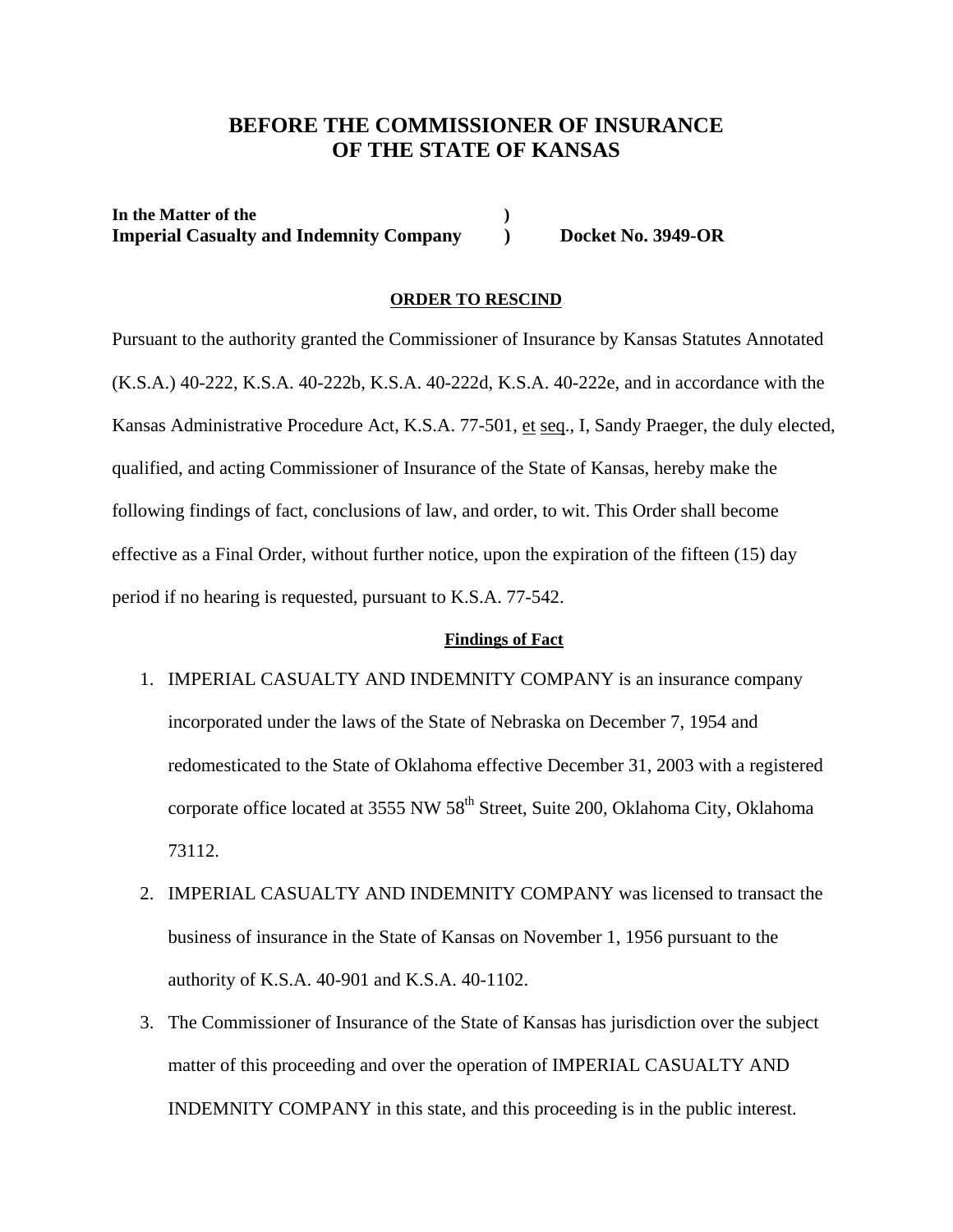# BEFORE THE COMMISSIONER OF INSURANCE OF THE STATE OF KANSAS

**In the Matter of the** )
**Imperial Casualty and Indemnity Company** ) **Docket No. 3949-OR**

## ORDER TO RESCIND

Pursuant to the authority granted the Commissioner of Insurance by Kansas Statutes Annotated (K.S.A.) 40-222, K.S.A. 40-222b, K.S.A. 40-222d, K.S.A. 40-222e, and in accordance with the Kansas Administrative Procedure Act, K.S.A. 77-501, et seq., I, Sandy Praeger, the duly elected, qualified, and acting Commissioner of Insurance of the State of Kansas, hereby make the following findings of fact, conclusions of law, and order, to wit. This Order shall become effective as a Final Order, without further notice, upon the expiration of the fifteen (15) day period if no hearing is requested, pursuant to K.S.A. 77-542.

### Findings of Fact

1. IMPERIAL CASUALTY AND INDEMNITY COMPANY is an insurance company incorporated under the laws of the State of Nebraska on December 7, 1954 and redomesticated to the State of Oklahoma effective December 31, 2003 with a registered corporate office located at 3555 NW 58th Street, Suite 200, Oklahoma City, Oklahoma 73112.
2. IMPERIAL CASUALTY AND INDEMNITY COMPANY was licensed to transact the business of insurance in the State of Kansas on November 1, 1956 pursuant to the authority of K.S.A. 40-901 and K.S.A. 40-1102.
3. The Commissioner of Insurance of the State of Kansas has jurisdiction over the subject matter of this proceeding and over the operation of IMPERIAL CASUALTY AND INDEMNITY COMPANY in this state, and this proceeding is in the public interest.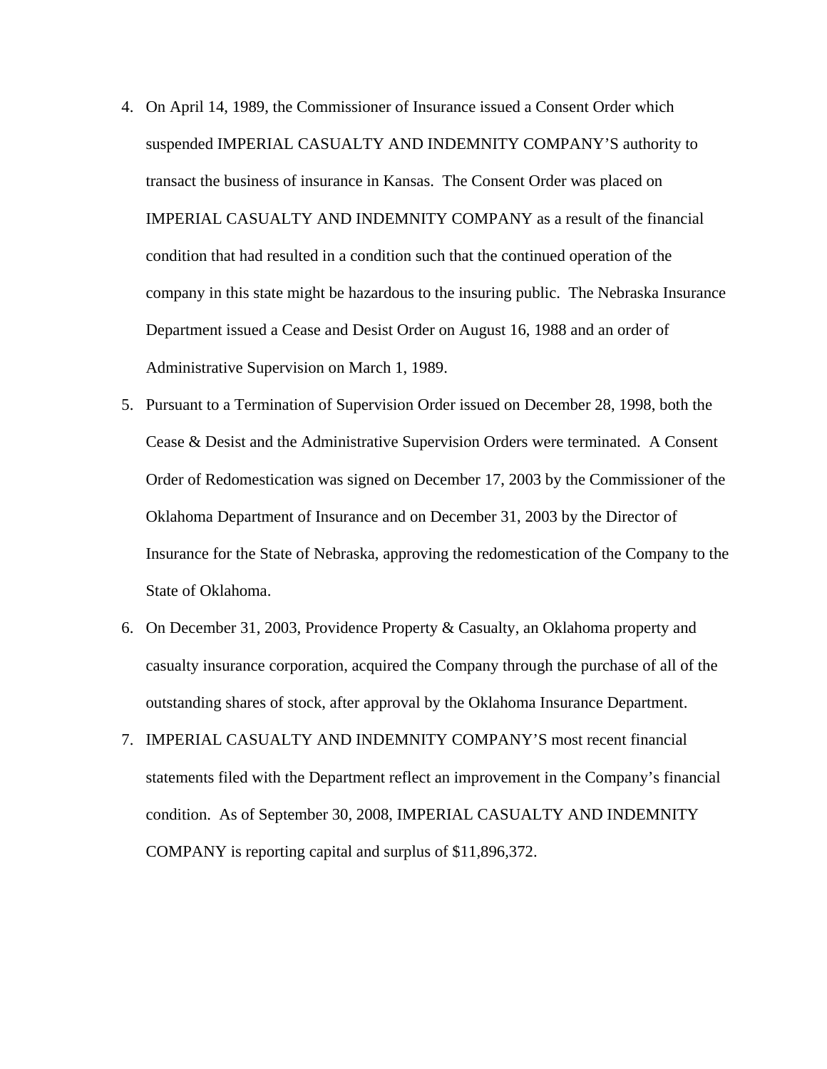4. On April 14, 1989, the Commissioner of Insurance issued a Consent Order which suspended IMPERIAL CASUALTY AND INDEMNITY COMPANY'S authority to transact the business of insurance in Kansas. The Consent Order was placed on IMPERIAL CASUALTY AND INDEMNITY COMPANY as a result of the financial condition that had resulted in a condition such that the continued operation of the company in this state might be hazardous to the insuring public. The Nebraska Insurance Department issued a Cease and Desist Order on August 16, 1988 and an order of Administrative Supervision on March 1, 1989.
5. Pursuant to a Termination of Supervision Order issued on December 28, 1998, both the Cease & Desist and the Administrative Supervision Orders were terminated. A Consent Order of Redomestication was signed on December 17, 2003 by the Commissioner of the Oklahoma Department of Insurance and on December 31, 2003 by the Director of Insurance for the State of Nebraska, approving the redomestication of the Company to the State of Oklahoma.
6. On December 31, 2003, Providence Property & Casualty, an Oklahoma property and casualty insurance corporation, acquired the Company through the purchase of all of the outstanding shares of stock, after approval by the Oklahoma Insurance Department.
7. IMPERIAL CASUALTY AND INDEMNITY COMPANY'S most recent financial statements filed with the Department reflect an improvement in the Company's financial condition. As of September 30, 2008, IMPERIAL CASUALTY AND INDEMNITY COMPANY is reporting capital and surplus of $11,896,372.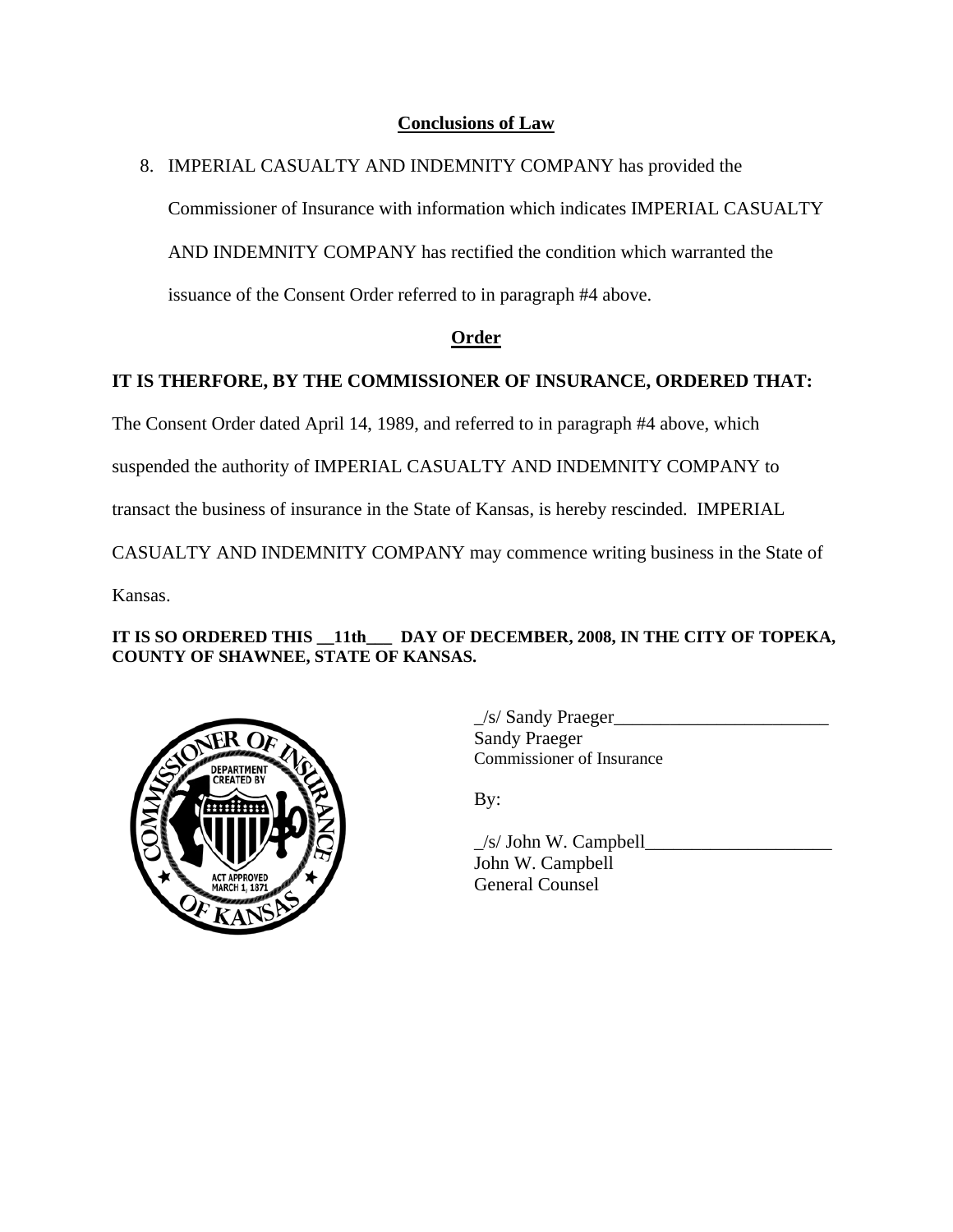**Conclusions of Law**

8. IMPERIAL CASUALTY AND INDEMNITY COMPANY has provided the Commissioner of Insurance with information which indicates IMPERIAL CASUALTY AND INDEMNITY COMPANY has rectified the condition which warranted the issuance of the Consent Order referred to in paragraph #4 above.

**Order**

**IT IS THERFORE, BY THE COMMISSIONER OF INSURANCE, ORDERED THAT:**

The Consent Order dated April 14, 1989, and referred to in paragraph #4 above, which suspended the authority of IMPERIAL CASUALTY AND INDEMNITY COMPANY to transact the business of insurance in the State of Kansas, is hereby rescinded. IMPERIAL CASUALTY AND INDEMNITY COMPANY may commence writing business in the State of Kansas.

**IT IS SO ORDERED THIS __11th___ DAY OF DECEMBER, 2008, IN THE CITY OF TOPEKA, COUNTY OF SHAWNEE, STATE OF KANSAS.**

_/s/ Sandy Praeger________________________
Sandy Praeger
Commissioner of Insurance

By:

_/s/ John W. Campbell____________________
John W. Campbell
General Counsel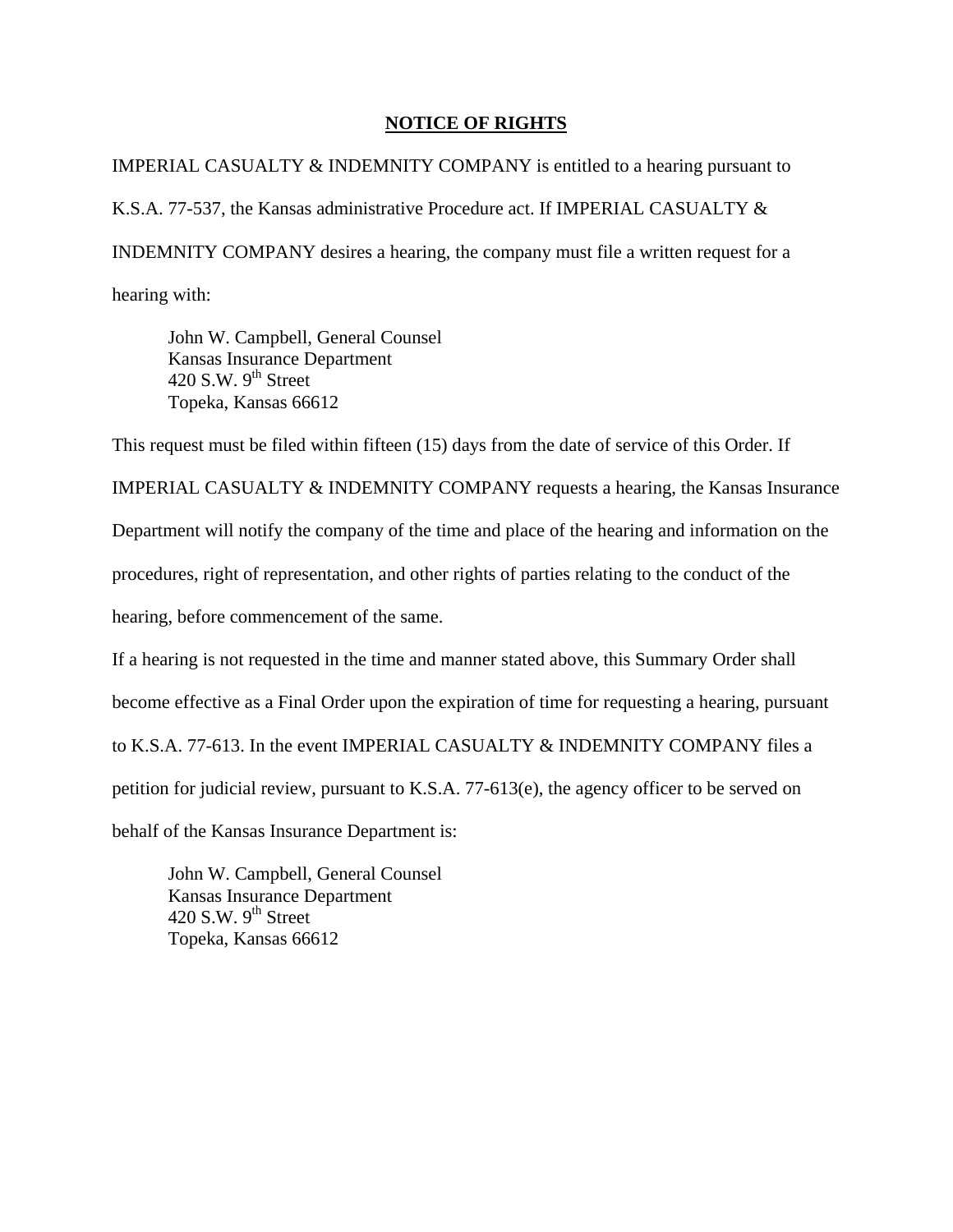## NOTICE OF RIGHTS

IMPERIAL CASUALTY & INDEMNITY COMPANY is entitled to a hearing pursuant to K.S.A. 77-537, the Kansas administrative Procedure act. If IMPERIAL CASUALTY & INDEMNITY COMPANY desires a hearing, the company must file a written request for a hearing with:

> John W. Campbell, General Counsel
> Kansas Insurance Department
> 420 S.W. 9th Street
> Topeka, Kansas 66612

This request must be filed within fifteen (15) days from the date of service of this Order. If IMPERIAL CASUALTY & INDEMNITY COMPANY requests a hearing, the Kansas Insurance Department will notify the company of the time and place of the hearing and information on the procedures, right of representation, and other rights of parties relating to the conduct of the hearing, before commencement of the same.

If a hearing is not requested in the time and manner stated above, this Summary Order shall become effective as a Final Order upon the expiration of time for requesting a hearing, pursuant to K.S.A. 77-613. In the event IMPERIAL CASUALTY & INDEMNITY COMPANY files a petition for judicial review, pursuant to K.S.A. 77-613(e), the agency officer to be served on behalf of the Kansas Insurance Department is:

> John W. Campbell, General Counsel
> Kansas Insurance Department
> 420 S.W. 9th Street
> Topeka, Kansas 66612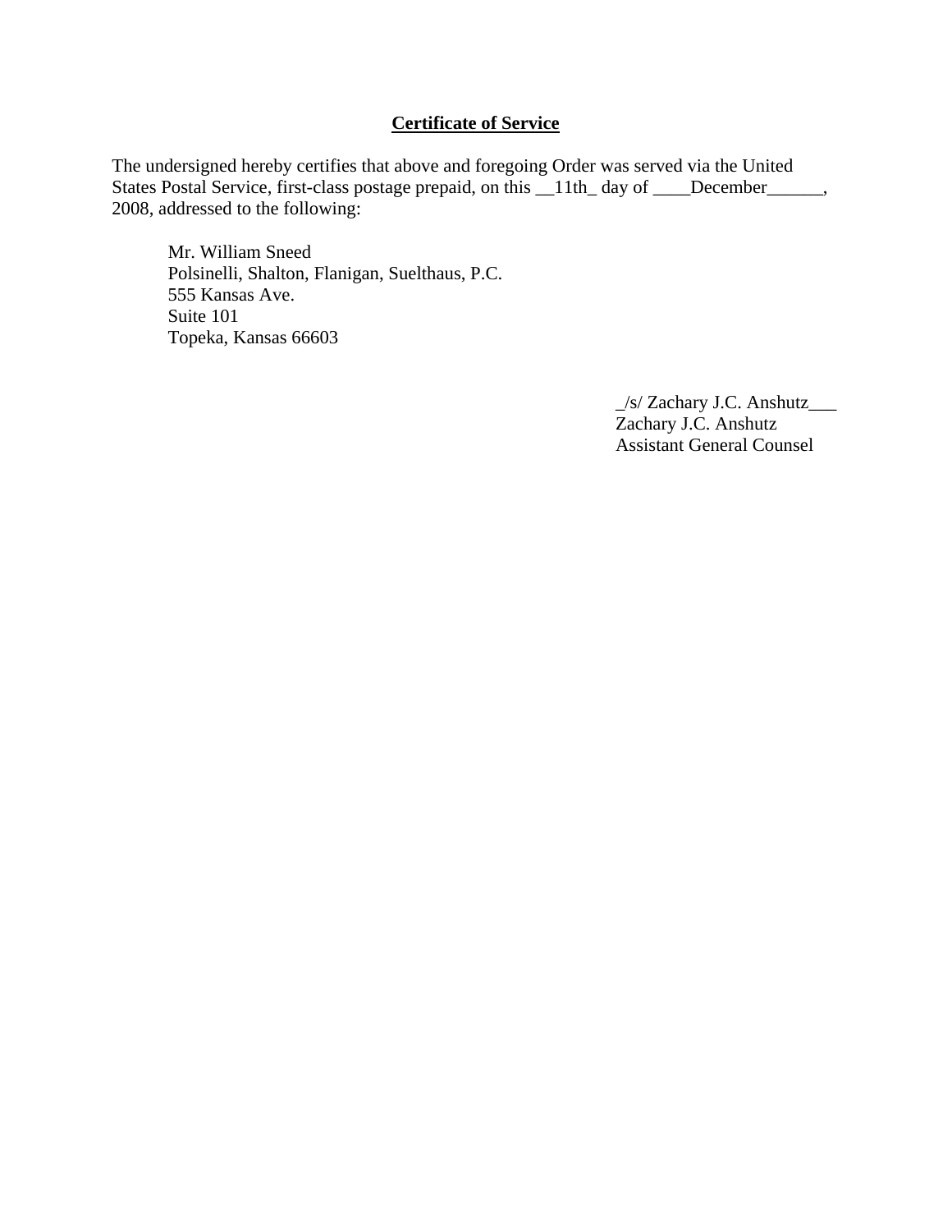**Certificate of Service**

The undersigned hereby certifies that above and foregoing Order was served via the United States Postal Service, first-class postage prepaid, on this __11th_ day of ____December______, 2008, addressed to the following:

Mr. William Sneed  
Polsinelli, Shalton, Flanigan, Suelthaus, P.C.  
555 Kansas Ave.  
Suite 101  
Topeka, Kansas 66603

_/s/ Zachary J.C. Anshutz___  
Zachary J.C. Anshutz  
Assistant General Counsel